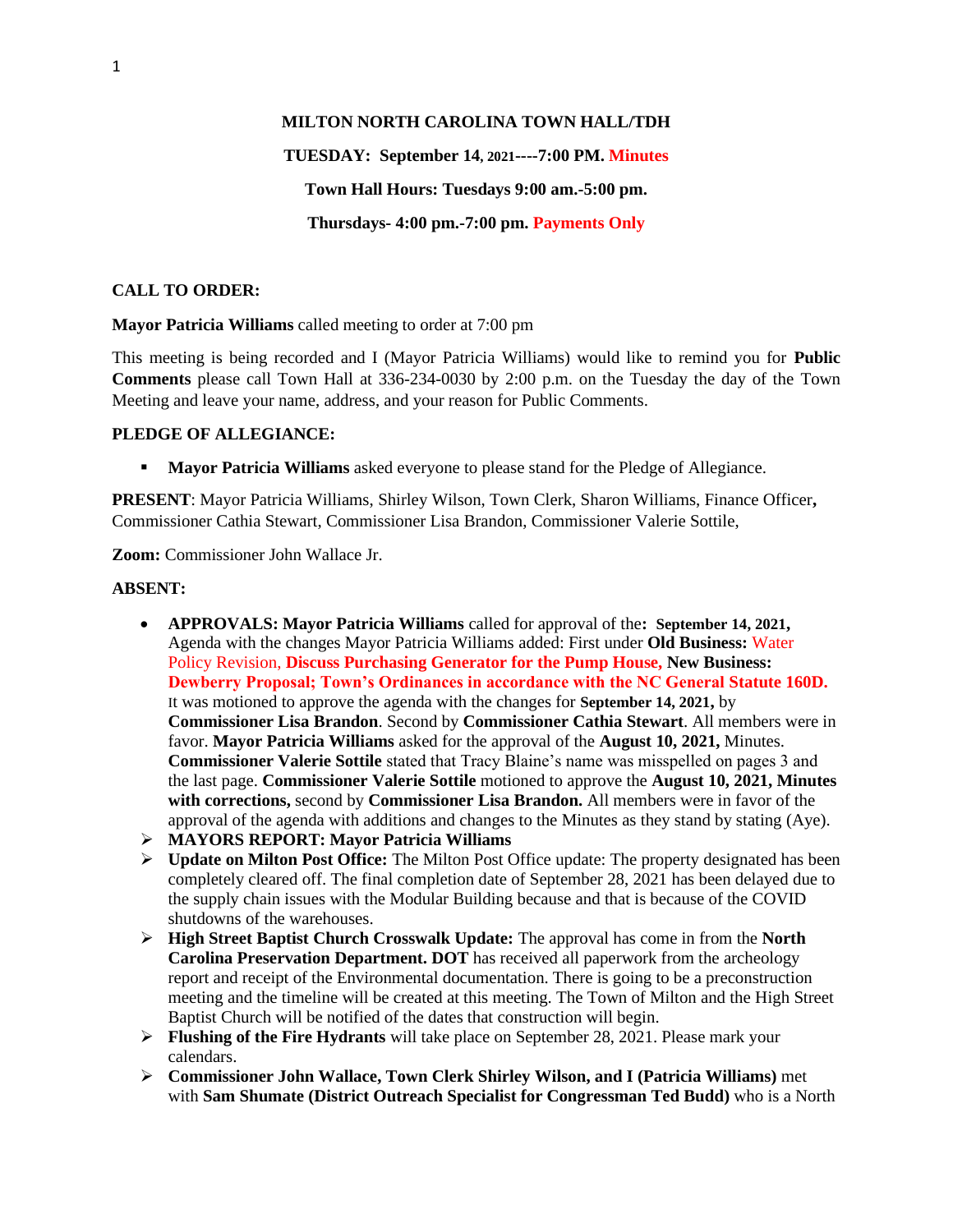**MILTON NORTH CAROLINA TOWN HALL/TDH**

**TUESDAY: September 14, 2021----7:00 PM. Minutes**

**Town Hall Hours: Tuesdays 9:00 am.-5:00 pm.**

**Thursdays- 4:00 pm.-7:00 pm. Payments Only**

**CALL TO ORDER:**

**Mayor Patricia Williams** called meeting to order at 7:00 pm

This meeting is being recorded and I (Mayor Patricia Williams) would like to remind you for **Public Comments** please call Town Hall at 336-234-0030 by 2:00 p.m. on the Tuesday the day of the Town Meeting and leave your name, address, and your reason for Public Comments.

**PLEDGE OF ALLEGIANCE:**

- **Mayor Patricia Williams** asked everyone to please stand for the Pledge of Allegiance.

**PRESENT**: Mayor Patricia Williams, Shirley Wilson, Town Clerk, Sharon Williams, Finance Officer**,** Commissioner Cathia Stewart, Commissioner Lisa Brandon, Commissioner Valerie Sottile,

**Zoom:** Commissioner John Wallace Jr.

**ABSENT:**

- **APPROVALS: Mayor Patricia Williams** called for approval of the**: September 14, 2021,** Agenda with the changes Mayor Patricia Williams added: First under **Old Business:** Water Policy Revision, **Discuss Purchasing Generator for the Pump House, New Business: Dewberry Proposal; Town's Ordinances in accordance with the NC General Statute 160D.** It was motioned to approve the agenda with the changes for **September 14, 2021,** by **Commissioner Lisa Brandon**. Second by **Commissioner Cathia Stewart**. All members were in favor. **Mayor Patricia Williams** asked for the approval of the **August 10, 2021,** Minutes. **Commissioner Valerie Sottile** stated that Tracy Blaine's name was misspelled on pages 3 and the last page. **Commissioner Valerie Sottile** motioned to approve the **August 10, 2021, Minutes with corrections,** second by **Commissioner Lisa Brandon.** All members were in favor of the approval of the agenda with additions and changes to the Minutes as they stand by stating (Aye).
- **MAYORS REPORT: Mayor Patricia Williams**
- **Update on Milton Post Office:** The Milton Post Office update: The property designated has been completely cleared off. The final completion date of September 28, 2021 has been delayed due to the supply chain issues with the Modular Building because and that is because of the COVID shutdowns of the warehouses.
- **High Street Baptist Church Crosswalk Update:** The approval has come in from the **North Carolina Preservation Department. DOT** has received all paperwork from the archeology report and receipt of the Environmental documentation. There is going to be a preconstruction meeting and the timeline will be created at this meeting. The Town of Milton and the High Street Baptist Church will be notified of the dates that construction will begin.
- **Flushing of the Fire Hydrants** will take place on September 28, 2021. Please mark your calendars.
- **Commissioner John Wallace, Town Clerk Shirley Wilson, and I (Patricia Williams)** met with **Sam Shumate (District Outreach Specialist for Congressman Ted Budd)** who is a North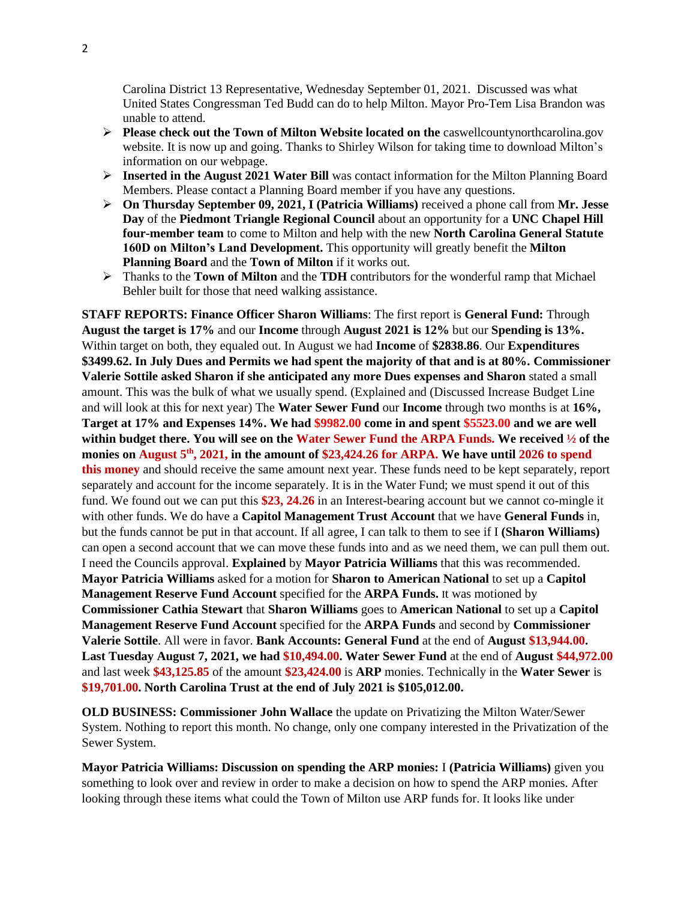Carolina District 13 Representative, Wednesday September 01, 2021. Discussed was what United States Congressman Ted Budd can do to help Milton. Mayor Pro-Tem Lisa Brandon was unable to attend.

- **Please check out the Town of Milton Website located on the** caswellcountynorthcarolina.gov website. It is now up and going. Thanks to Shirley Wilson for taking time to download Milton's information on our webpage.
- **Inserted in the August 2021 Water Bill** was contact information for the Milton Planning Board Members. Please contact a Planning Board member if you have any questions.
- **On Thursday September 09, 2021, I (Patricia Williams)** received a phone call from **Mr. Jesse Day** of the **Piedmont Triangle Regional Council** about an opportunity for a **UNC Chapel Hill four-member team** to come to Milton and help with the new **North Carolina General Statute 160D on Milton's Land Development.** This opportunity will greatly benefit the **Milton Planning Board** and the **Town of Milton** if it works out.
- Thanks to the **Town of Milton** and the **TDH** contributors for the wonderful ramp that Michael Behler built for those that need walking assistance.

**STAFF REPORTS: Finance Officer Sharon Williams**: The first report is **General Fund:** Through **August the target is 17%** and our **Income** through **August 2021 is 12%** but our **Spending is 13%.** Within target on both, they equaled out. In August we had **Income** of **$2838.86**. Our **Expenditures $3499.62. In July Dues and Permits we had spent the majority of that and is at 80%. Commissioner Valerie Sottile asked Sharon if she anticipated any more Dues expenses and Sharon** stated a small amount. This was the bulk of what we usually spend. (Explained and (Discussed Increase Budget Line and will look at this for next year) The **Water Sewer Fund** our **Income** through two months is at **16%, Target at 17% and Expenses 14%. We had $9982.00 come in and spent $5523.00 and we are well within budget there. You will see on the Water Sewer Fund the ARPA Funds. We received ½ of the monies on August 5th, 2021, in the amount of $23,424.26 for ARPA. We have until 2026 to spend this money** and should receive the same amount next year. These funds need to be kept separately, report separately and account for the income separately. It is in the Water Fund; we must spend it out of this fund. We found out we can put this **$23, 24.26** in an Interest-bearing account but we cannot co-mingle it with other funds. We do have a **Capitol Management Trust Account** that we have **General Funds** in, but the funds cannot be put in that account. If all agree, I can talk to them to see if I **(Sharon Williams)** can open a second account that we can move these funds into and as we need them, we can pull them out. I need the Councils approval. **Explained** by **Mayor Patricia Williams** that this was recommended. **Mayor Patricia Williams** asked for a motion for **Sharon to American National** to set up a **Capitol Management Reserve Fund Account** specified for the **ARPA Funds.** It was motioned by **Commissioner Cathia Stewart** that **Sharon Williams** goes to **American National** to set up a **Capitol Management Reserve Fund Account** specified for the **ARPA Funds** and second by **Commissioner Valerie Sottile**. All were in favor. **Bank Accounts: General Fund** at the end of **August $13,944.00. Last Tuesday August 7, 2021, we had $10,494.00. Water Sewer Fund** at the end of **August $44,972.00** and last week **$43,125.85** of the amount **$23,424.00** is **ARP** monies. Technically in the **Water Sewer** is **$19,701.00. North Carolina Trust at the end of July 2021 is $105,012.00.**

**OLD BUSINESS: Commissioner John Wallace** the update on Privatizing the Milton Water/Sewer System. Nothing to report this month. No change, only one company interested in the Privatization of the Sewer System.

**Mayor Patricia Williams: Discussion on spending the ARP monies:** I **(Patricia Williams)** given you something to look over and review in order to make a decision on how to spend the ARP monies. After looking through these items what could the Town of Milton use ARP funds for. It looks like under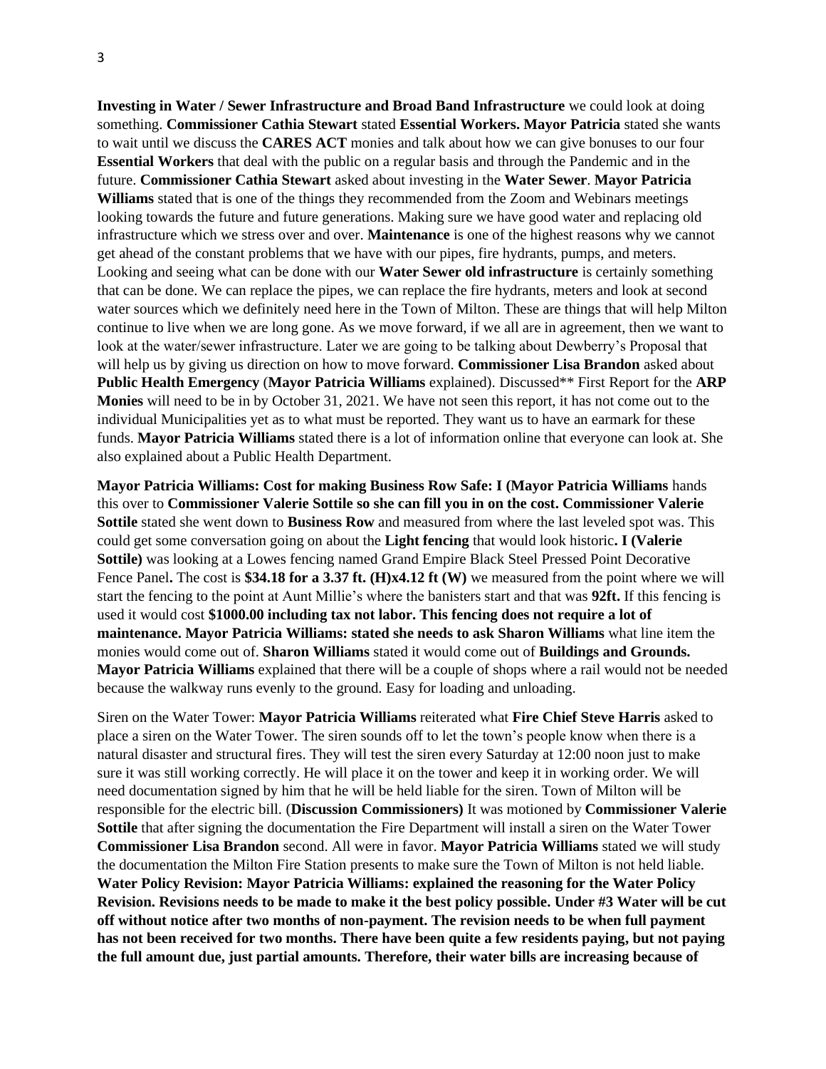**Investing in Water / Sewer Infrastructure and Broad Band Infrastructure** we could look at doing something. **Commissioner Cathia Stewart** stated **Essential Workers. Mayor Patricia** stated she wants to wait until we discuss the **CARES ACT** monies and talk about how we can give bonuses to our four **Essential Workers** that deal with the public on a regular basis and through the Pandemic and in the future. **Commissioner Cathia Stewart** asked about investing in the **Water Sewer**. **Mayor Patricia Williams** stated that is one of the things they recommended from the Zoom and Webinars meetings looking towards the future and future generations. Making sure we have good water and replacing old infrastructure which we stress over and over. **Maintenance** is one of the highest reasons why we cannot get ahead of the constant problems that we have with our pipes, fire hydrants, pumps, and meters. Looking and seeing what can be done with our **Water Sewer old infrastructure** is certainly something that can be done. We can replace the pipes, we can replace the fire hydrants, meters and look at second water sources which we definitely need here in the Town of Milton. These are things that will help Milton continue to live when we are long gone. As we move forward, if we all are in agreement, then we want to look at the water/sewer infrastructure. Later we are going to be talking about Dewberry's Proposal that will help us by giving us direction on how to move forward. **Commissioner Lisa Brandon** asked about **Public Health Emergency** (**Mayor Patricia Williams** explained). Discussed** First Report for the **ARP Monies** will need to be in by October 31, 2021. We have not seen this report, it has not come out to the individual Municipalities yet as to what must be reported. They want us to have an earmark for these funds. **Mayor Patricia Williams** stated there is a lot of information online that everyone can look at. She also explained about a Public Health Department.

**Mayor Patricia Williams: Cost for making Business Row Safe: I (Mayor Patricia Williams** hands this over to **Commissioner Valerie Sottile so she can fill you in on the cost. Commissioner Valerie Sottile** stated she went down to **Business Row** and measured from where the last leveled spot was. This could get some conversation going on about the **Light fencing** that would look historic**. I (Valerie Sottile)** was looking at a Lowes fencing named Grand Empire Black Steel Pressed Point Decorative Fence Panel**.** The cost is **$34.18 for a 3.37 ft. (H)x4.12 ft (W)** we measured from the point where we will start the fencing to the point at Aunt Millie's where the banisters start and that was **92ft.** If this fencing is used it would cost **$1000.00 including tax not labor. This fencing does not require a lot of maintenance. Mayor Patricia Williams: stated she needs to ask Sharon Williams** what line item the monies would come out of. **Sharon Williams** stated it would come out of **Buildings and Grounds. Mayor Patricia Williams** explained that there will be a couple of shops where a rail would not be needed because the walkway runs evenly to the ground. Easy for loading and unloading.

Siren on the Water Tower: **Mayor Patricia Williams** reiterated what **Fire Chief Steve Harris** asked to place a siren on the Water Tower. The siren sounds off to let the town's people know when there is a natural disaster and structural fires. They will test the siren every Saturday at 12:00 noon just to make sure it was still working correctly. He will place it on the tower and keep it in working order. We will need documentation signed by him that he will be held liable for the siren. Town of Milton will be responsible for the electric bill. (**Discussion Commissioners)** It was motioned by **Commissioner Valerie Sottile** that after signing the documentation the Fire Department will install a siren on the Water Tower **Commissioner Lisa Brandon** second. All were in favor. **Mayor Patricia Williams** stated we will study the documentation the Milton Fire Station presents to make sure the Town of Milton is not held liable. **Water Policy Revision: Mayor Patricia Williams: explained the reasoning for the Water Policy Revision. Revisions needs to be made to make it the best policy possible. Under #3 Water will be cut off without notice after two months of non-payment. The revision needs to be when full payment has not been received for two months. There have been quite a few residents paying, but not paying the full amount due, just partial amounts. Therefore, their water bills are increasing because of**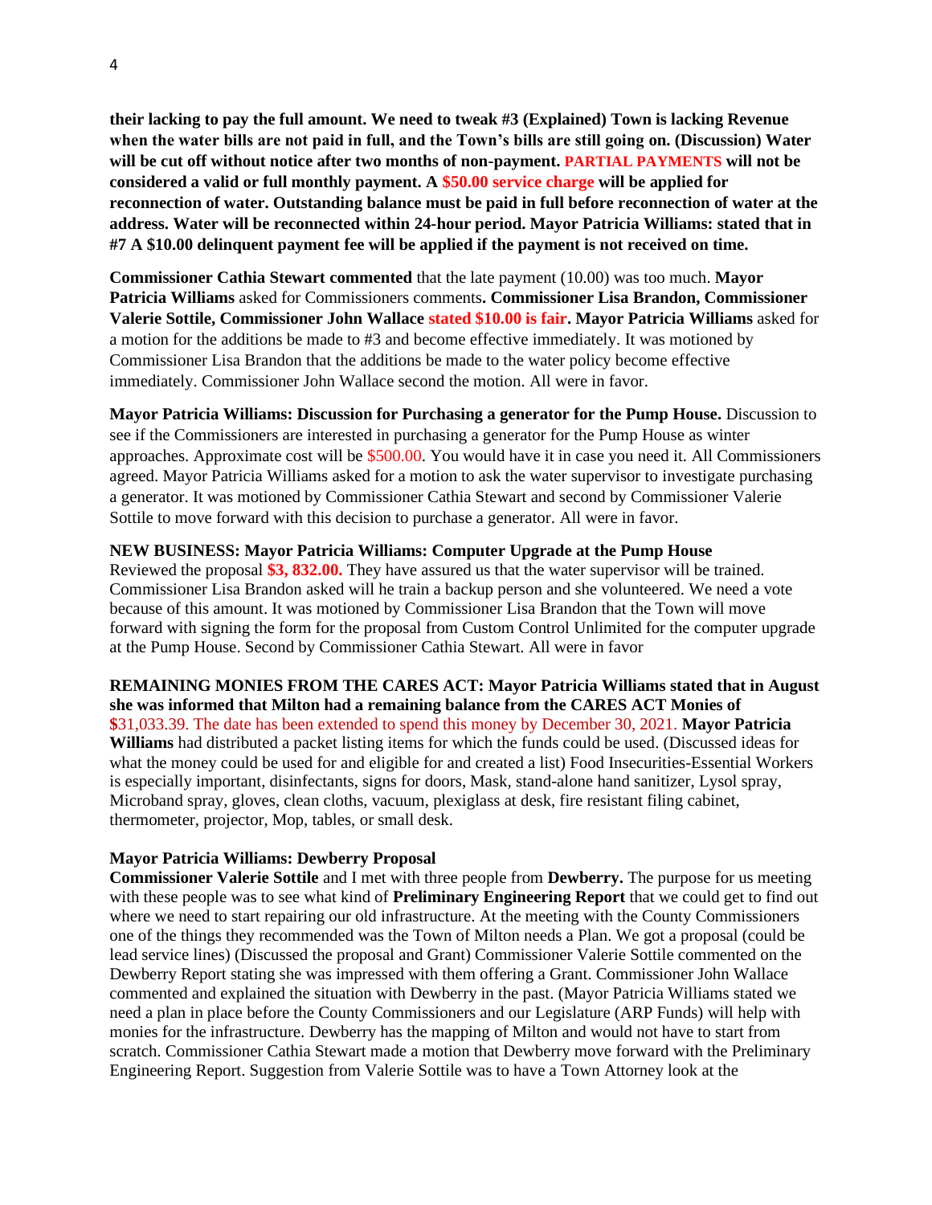**their lacking to pay the full amount. We need to tweak #3 (Explained) Town is lacking Revenue when the water bills are not paid in full, and the Town's bills are still going on. (Discussion) Water will be cut off without notice after two months of non-payment. PARTIAL PAYMENTS will not be considered a valid or full monthly payment. A $50.00 service charge will be applied for reconnection of water. Outstanding balance must be paid in full before reconnection of water at the address. Water will be reconnected within 24-hour period. Mayor Patricia Williams: stated that in #7 A $10.00 delinquent payment fee will be applied if the payment is not received on time.**

**Commissioner Cathia Stewart commented** that the late payment (10.00) was too much. **Mayor Patricia Williams** asked for Commissioners comments**. Commissioner Lisa Brandon, Commissioner Valerie Sottile, Commissioner John Wallace stated $10.00 is fair. Mayor Patricia Williams** asked for a motion for the additions be made to #3 and become effective immediately. It was motioned by Commissioner Lisa Brandon that the additions be made to the water policy become effective immediately. Commissioner John Wallace second the motion. All were in favor.

**Mayor Patricia Williams: Discussion for Purchasing a generator for the Pump House.** Discussion to see if the Commissioners are interested in purchasing a generator for the Pump House as winter approaches. Approximate cost will be $500.00. You would have it in case you need it. All Commissioners agreed. Mayor Patricia Williams asked for a motion to ask the water supervisor to investigate purchasing a generator. It was motioned by Commissioner Cathia Stewart and second by Commissioner Valerie Sottile to move forward with this decision to purchase a generator. All were in favor.

**NEW BUSINESS: Mayor Patricia Williams: Computer Upgrade at the Pump House**
Reviewed the proposal **$3, 832.00.** They have assured us that the water supervisor will be trained. Commissioner Lisa Brandon asked will he train a backup person and she volunteered. We need a vote because of this amount. It was motioned by Commissioner Lisa Brandon that the Town will move forward with signing the form for the proposal from Custom Control Unlimited for the computer upgrade at the Pump House. Second by Commissioner Cathia Stewart. All were in favor

**REMAINING MONIES FROM THE CARES ACT: Mayor Patricia Williams stated that in August she was informed that Milton had a remaining balance from the CARES ACT Monies of** $31,033.39. The date has been extended to spend this money by December 30, 2021. **Mayor Patricia Williams** had distributed a packet listing items for which the funds could be used. (Discussed ideas for what the money could be used for and eligible for and created a list) Food Insecurities-Essential Workers is especially important, disinfectants, signs for doors, Mask, stand-alone hand sanitizer, Lysol spray, Microband spray, gloves, clean cloths, vacuum, plexiglass at desk, fire resistant filing cabinet, thermometer, projector, Mop, tables, or small desk.

**Mayor Patricia Williams: Dewberry Proposal**
**Commissioner Valerie Sottile** and I met with three people from **Dewberry.** The purpose for us meeting with these people was to see what kind of **Preliminary Engineering Report** that we could get to find out where we need to start repairing our old infrastructure. At the meeting with the County Commissioners one of the things they recommended was the Town of Milton needs a Plan. We got a proposal (could be lead service lines) (Discussed the proposal and Grant) Commissioner Valerie Sottile commented on the Dewberry Report stating she was impressed with them offering a Grant. Commissioner John Wallace commented and explained the situation with Dewberry in the past. (Mayor Patricia Williams stated we need a plan in place before the County Commissioners and our Legislature (ARP Funds) will help with monies for the infrastructure. Dewberry has the mapping of Milton and would not have to start from scratch. Commissioner Cathia Stewart made a motion that Dewberry move forward with the Preliminary Engineering Report. Suggestion from Valerie Sottile was to have a Town Attorney look at the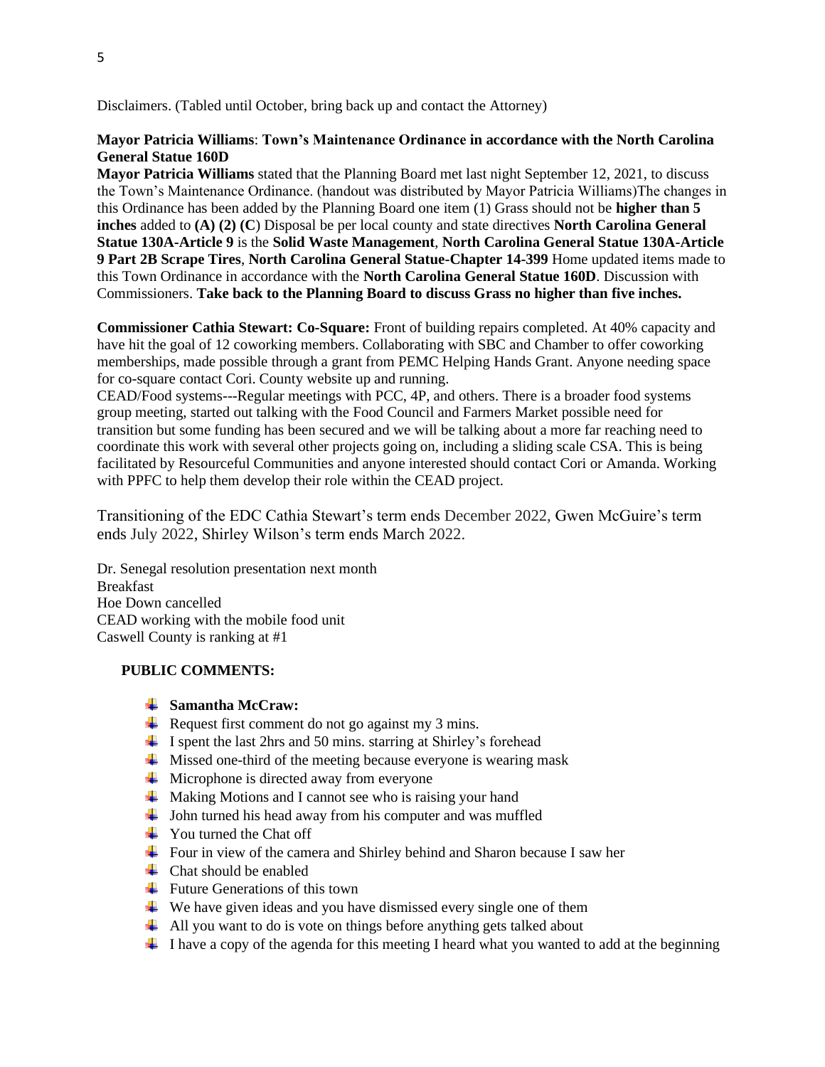Disclaimers. (Tabled until October, bring back up and contact the Attorney)

**Mayor Patricia Williams**: **Town's Maintenance Ordinance in accordance with the North Carolina General Statue 160D**

**Mayor Patricia Williams** stated that the Planning Board met last night September 12, 2021, to discuss the Town's Maintenance Ordinance. (handout was distributed by Mayor Patricia Williams)The changes in this Ordinance has been added by the Planning Board one item (1) Grass should not be **higher than 5 inches** added to **(A) (2) (C**) Disposal be per local county and state directives **North Carolina General Statue 130A-Article 9** is the **Solid Waste Management**, **North Carolina General Statue 130A-Article 9 Part 2B Scrape Tires**, **North Carolina General Statue-Chapter 14-399** Home updated items made to this Town Ordinance in accordance with the **North Carolina General Statue 160D**. Discussion with Commissioners. **Take back to the Planning Board to discuss Grass no higher than five inches.**

**Commissioner Cathia Stewart: Co-Square:** Front of building repairs completed. At 40% capacity and have hit the goal of 12 coworking members. Collaborating with SBC and Chamber to offer coworking memberships, made possible through a grant from PEMC Helping Hands Grant. Anyone needing space for co-square contact Cori. County website up and running.

CEAD/Food systems---Regular meetings with PCC, 4P, and others. There is a broader food systems group meeting, started out talking with the Food Council and Farmers Market possible need for transition but some funding has been secured and we will be talking about a more far reaching need to coordinate this work with several other projects going on, including a sliding scale CSA. This is being facilitated by Resourceful Communities and anyone interested should contact Cori or Amanda. Working with PPFC to help them develop their role within the CEAD project.

Transitioning of the EDC Cathia Stewart's term ends December 2022, Gwen McGuire's term ends July 2022, Shirley Wilson's term ends March 2022.

Dr. Senegal resolution presentation next month
Breakfast
Hoe Down cancelled
CEAD working with the mobile food unit
Caswell County is ranking at #1

**PUBLIC COMMENTS:**

- **Samantha McCraw:**
- Request first comment do not go against my 3 mins.
- I spent the last 2hrs and 50 mins. starring at Shirley's forehead
- Missed one-third of the meeting because everyone is wearing mask
- Microphone is directed away from everyone
- Making Motions and I cannot see who is raising your hand
- John turned his head away from his computer and was muffled
- You turned the Chat off
- Four in view of the camera and Shirley behind and Sharon because I saw her
- Chat should be enabled
- Future Generations of this town
- We have given ideas and you have dismissed every single one of them
- All you want to do is vote on things before anything gets talked about
- I have a copy of the agenda for this meeting I heard what you wanted to add at the beginning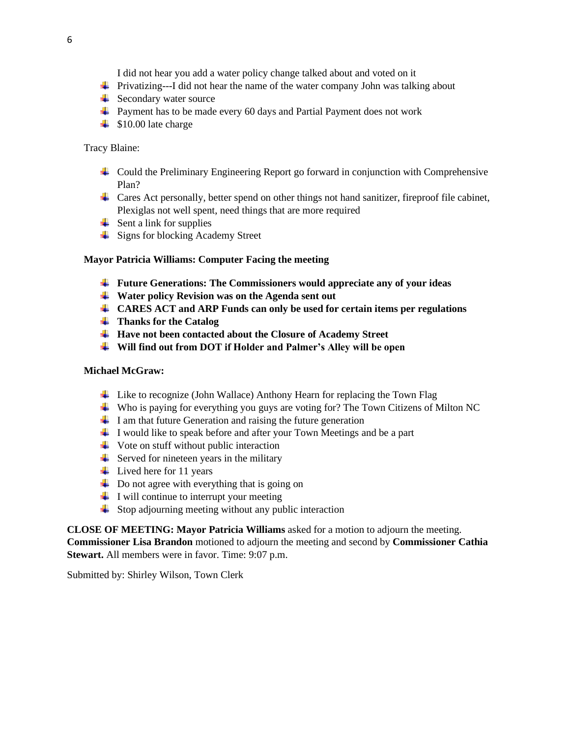I did not hear you add a water policy change talked about and voted on it

- Privatizing---I did not hear the name of the water company John was talking about
- Secondary water source
- Payment has to be made every 60 days and Partial Payment does not work
- $10.00 late charge

Tracy Blaine:

- Could the Preliminary Engineering Report go forward in conjunction with Comprehensive Plan?
- Cares Act personally, better spend on other things not hand sanitizer, fireproof file cabinet, Plexiglas not well spent, need things that are more required
- Sent a link for supplies
- Signs for blocking Academy Street

**Mayor Patricia Williams: Computer Facing the meeting**

- **Future Generations: The Commissioners would appreciate any of your ideas**
- **Water policy Revision was on the Agenda sent out**
- **CARES ACT and ARP Funds can only be used for certain items per regulations**
- **Thanks for the Catalog**
- **Have not been contacted about the Closure of Academy Street**
- **Will find out from DOT if Holder and Palmer's Alley will be open**

**Michael McGraw:**

- Like to recognize (John Wallace) Anthony Hearn for replacing the Town Flag
- Who is paying for everything you guys are voting for? The Town Citizens of Milton NC
- I am that future Generation and raising the future generation
- I would like to speak before and after your Town Meetings and be a part
- Vote on stuff without public interaction
- Served for nineteen years in the military
- Lived here for 11 years
- Do not agree with everything that is going on
- I will continue to interrupt your meeting
- Stop adjourning meeting without any public interaction

**CLOSE OF MEETING: Mayor Patricia Williams** asked for a motion to adjourn the meeting. **Commissioner Lisa Brandon** motioned to adjourn the meeting and second by **Commissioner Cathia Stewart.** All members were in favor. Time: 9:07 p.m.

Submitted by: Shirley Wilson, Town Clerk